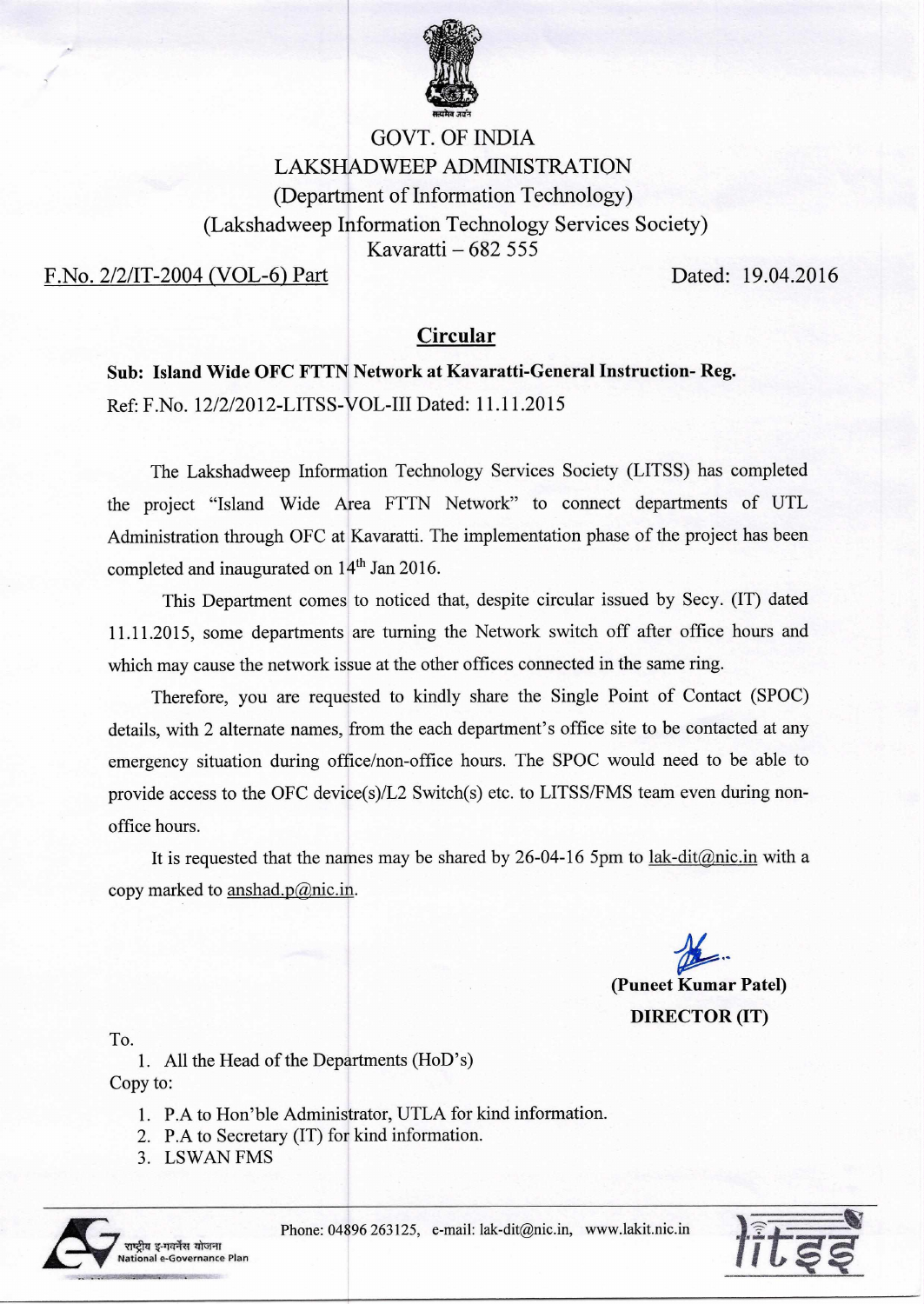# GOVT. OF INDIA
## LAKSHADWEEP ADMINISTRATION
### (Department of Information Technology)
### (Lakshadweep Information Technology Services Society)
Kavaratti – 682 555

F.No. 2/2/IT-2004 (VOL-6) Part                                                                 Dated: 19.04.2016

## Circular

**Sub: Island Wide OFC FTTN Network at Kavaratti-General Instruction- Reg.**

Ref: F.No. 12/2/2012-LITSS-VOL-III Dated: 11.11.2015

The Lakshadweep Information Technology Services Society (LITSS) has completed the project "Island Wide Area FTTN Network" to connect departments of UTL Administration through OFC at Kavaratti. The implementation phase of the project has been completed and inaugurated on 14th Jan 2016.

This Department comes to noticed that, despite circular issued by Secy. (IT) dated 11.11.2015, some departments are turning the Network switch off after office hours and which may cause the network issue at the other offices connected in the same ring.

Therefore, you are requested to kindly share the Single Point of Contact (SPOC) details, with 2 alternate names, from the each department's office site to be contacted at any emergency situation during office/non-office hours. The SPOC would need to be able to provide access to the OFC device(s)/L2 Switch(s) etc. to LITSS/FMS team even during non-office hours.

It is requested that the names may be shared by 26-04-16 5pm to lak-dit@nic.in with a copy marked to anshad.p@nic.in.

**(Puneet Kumar Patel)**
**DIRECTOR (IT)**

To.

1. All the Head of the Departments (HoD's)

Copy to:

1. P.A to Hon'ble Administrator, UTLA for kind information.
2. P.A to Secretary (IT) for kind information.
3. LSWAN FMS

राष्ट्रीय ई-गवर्नेंस योजना
National e-Governance Plan

Phone: 04896 263125, e-mail: lak-dit@nic.in, www.lakit.nic.in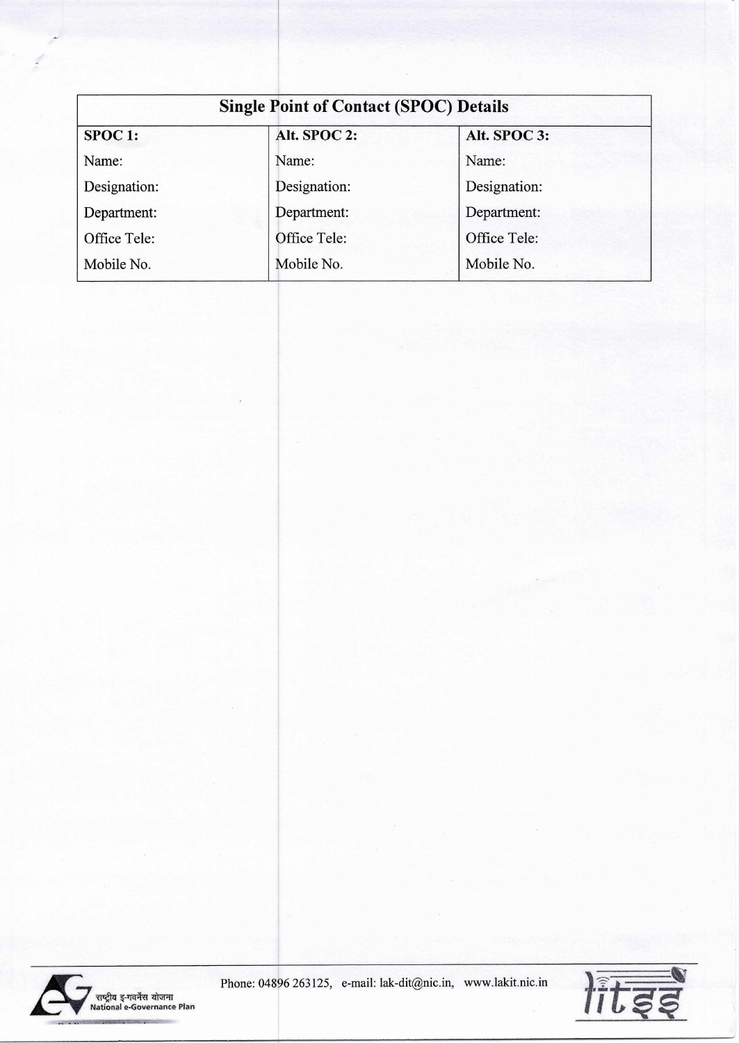| Single Point of Contact (SPOC) Details | | |
|---|---|---|
| **SPOC 1:** | **Alt. SPOC 2:** | **Alt. SPOC 3:** |
| Name: | Name: | Name: |
| Designation: | Designation: | Designation: |
| Department: | Department: | Department: |
| Office Tele: | Office Tele: | Office Tele: |
| Mobile No. | Mobile No. | Mobile No. |